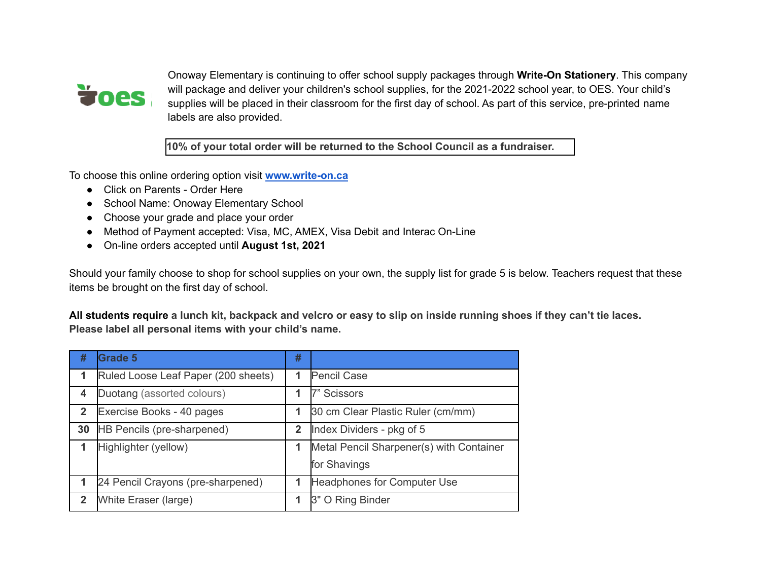Onoway Elementary is continuing to offer school supply packages through **Write-On Stationery**. This company will package and deliver your children's school supplies, for the 2021-2022 school year, to OES. Your child's supplies will be placed in their classroom for the first day of school. As part of this service, pre-printed name labels are also provided.

**10% of your total order will be returned to the School Council as a fundraiser.**

To choose this online ordering option visit [www.write-on.ca](http://www.write-on.ca)

- Click on Parents - Order Here
- School Name: Onoway Elementary School
- Choose your grade and place your order
- Method of Payment accepted: Visa, MC, AMEX, Visa Debit and Interac On-Line
- On-line orders accepted until **August 1st, 2021**

Should your family choose to shop for school supplies on your own, the supply list for grade 5 is below. Teachers request that these items be brought on the first day of school.

**All students require a lunch kit, backpack and velcro or easy to slip on inside running shoes if they can't tie laces. Please label all personal items with your child's name.**

| # | Grade 5 | # | |
|---|---|---|---|
| 1 | Ruled Loose Leaf Paper (200 sheets) | 1 | Pencil Case |
| 4 | Duotang (assorted colours) | 1 | 7" Scissors |
| 2 | Exercise Books - 40 pages | 1 | 30 cm Clear Plastic Ruler (cm/mm) |
| 30 | HB Pencils (pre-sharpened) | 2 | Index Dividers - pkg of 5 |
| 1 | Highlighter (yellow) | 1 | Metal Pencil Sharpener(s) with Container for Shavings |
| 1 | 24 Pencil Crayons (pre-sharpened) | 1 | Headphones for Computer Use |
| 2 | White Eraser (large) | 1 | 3" O Ring Binder |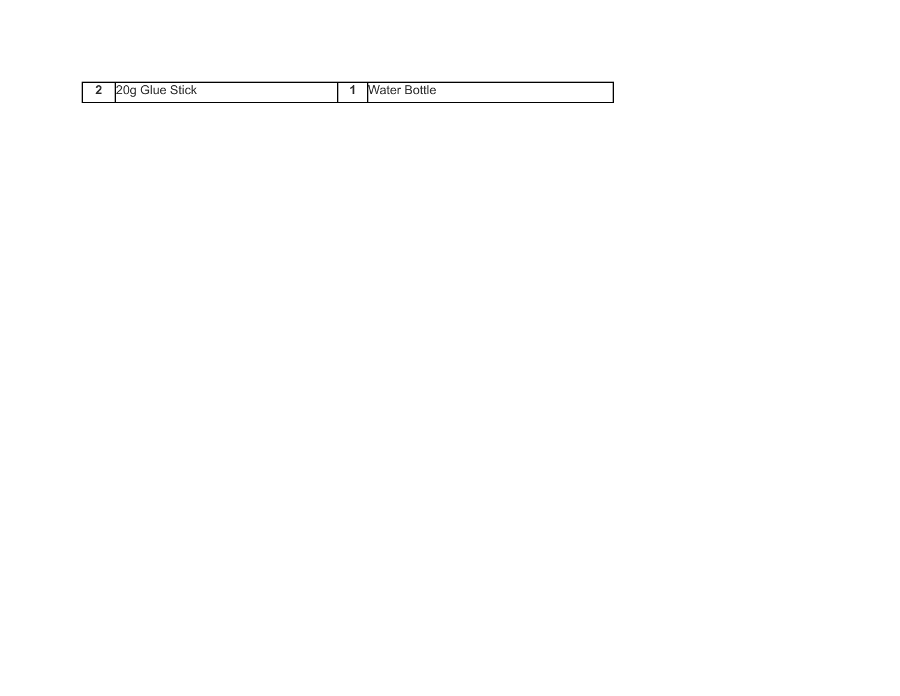| | | | |
|---|---|---|---|
| **2** | 20g Glue Stick | **1** | Water Bottle |